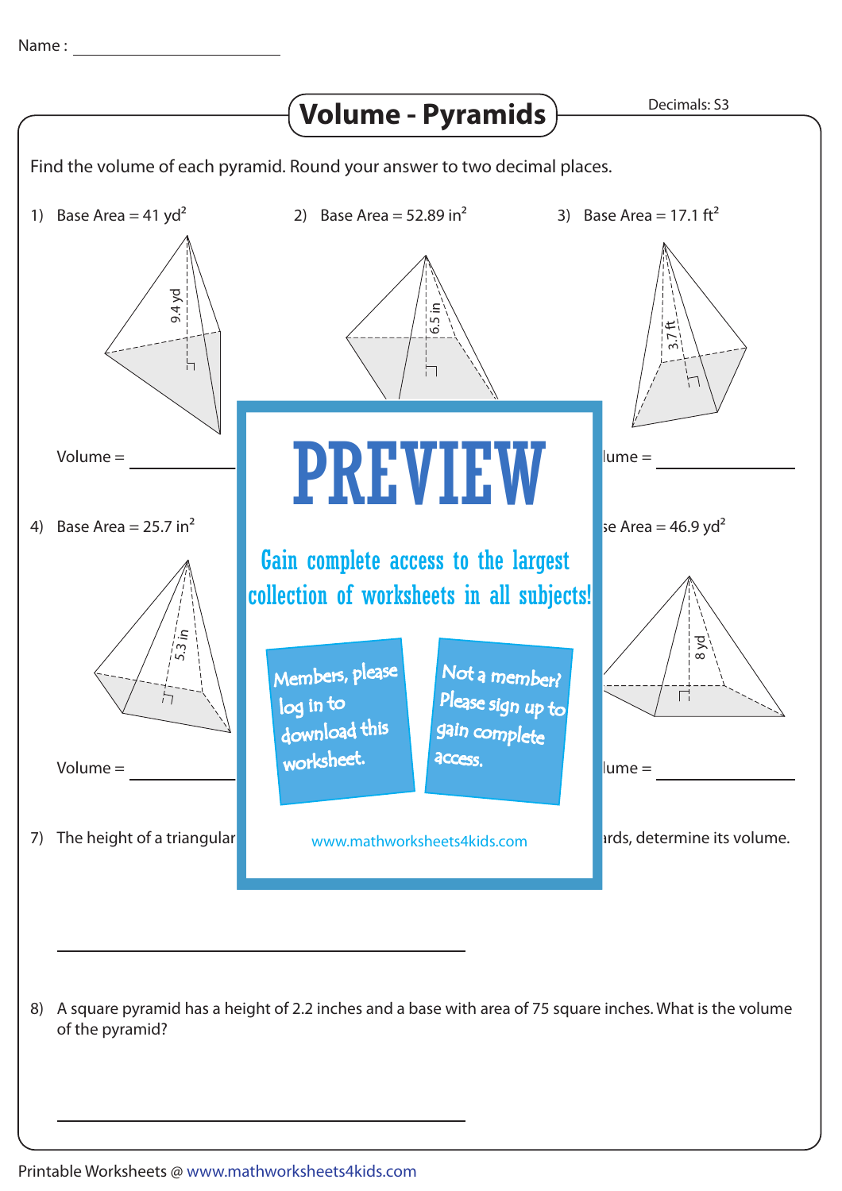Name : ____________________

# Volume - Pyramids

Decimals: S3

Find the volume of each pyramid. Round your answer to two decimal places.

1) Base Area = 41 $yd^2$

9.4 yd

Volume = ____________

2) Base Area = 52.89 $in^2$

6.5 in

3) Base Area = 17.1 $ft^2$

3.7 ft

lume = ____________

4) Base Area = 25.7 $in^2$

5.3 in

Volume = ____________

se Area = 46.9 $yd^2$

8 yd

lume = ____________

PREVIEW

Gain complete access to the largest collection of worksheets in all subjects!

Members, please log in to download this worksheet.

Not a member? Please sign up to gain complete access.

www.mathworksheets4kids.com

7) The height of a triangular ... ards, determine its volume.

____________________________________

8) A square pyramid has a height of 2.2 inches and a base with area of 75 square inches. What is the volume of the pyramid?

____________________________________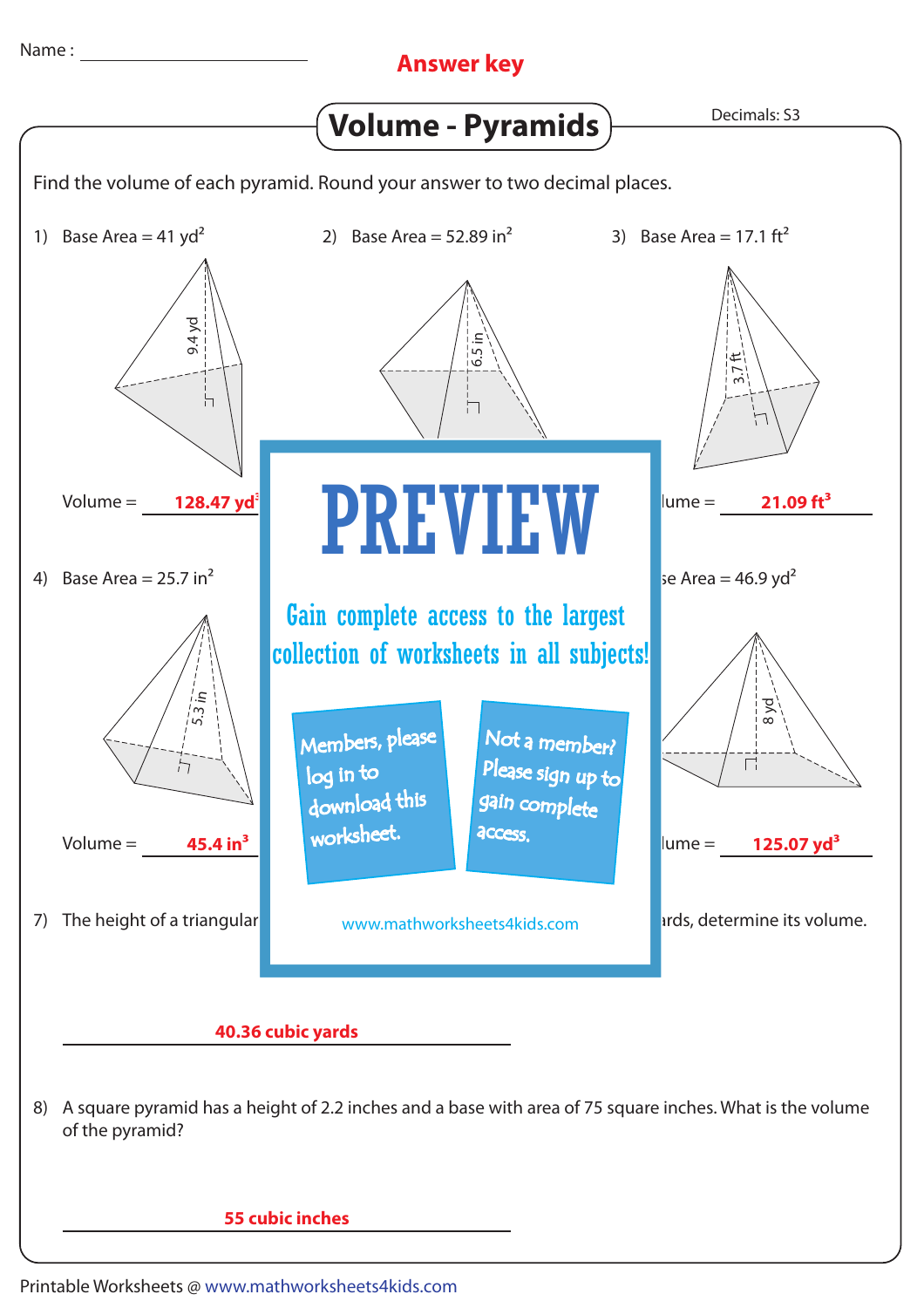Name : ____________________

**Answer key**

# Volume - Pyramids

Decimals: S3

Find the volume of each pyramid. Round your answer to two decimal places.

1) Base Area = 41 $yd^2$

9.4 yd

Volume = **128.47 $yd^3$**

2) Base Area = 52.89 $in^2$

6.5 in

3) Base Area = 17.1 $ft^2$

3.7 ft

Volume = **21.09 $ft^3$**

4) Base Area = 25.7 $in^2$

5.3 in

Volume = **45.4 $in^3$**

PREVIEW

Gain complete access to the largest collection of worksheets in all subjects!

Members, please log in to download this worksheet.

Not a member? Please sign up to gain complete access.

www.mathworksheets4kids.com

6) Base Area = 46.9 $yd^2$

8 yd

Volume = **125.07 $yd^3$**

7) The height of a triangular ... yards, determine its volume.

**40.36 cubic yards**

8) A square pyramid has a height of 2.2 inches and a base with area of 75 square inches. What is the volume of the pyramid?

**55 cubic inches**

Printable Worksheets @ www.mathworksheets4kids.com